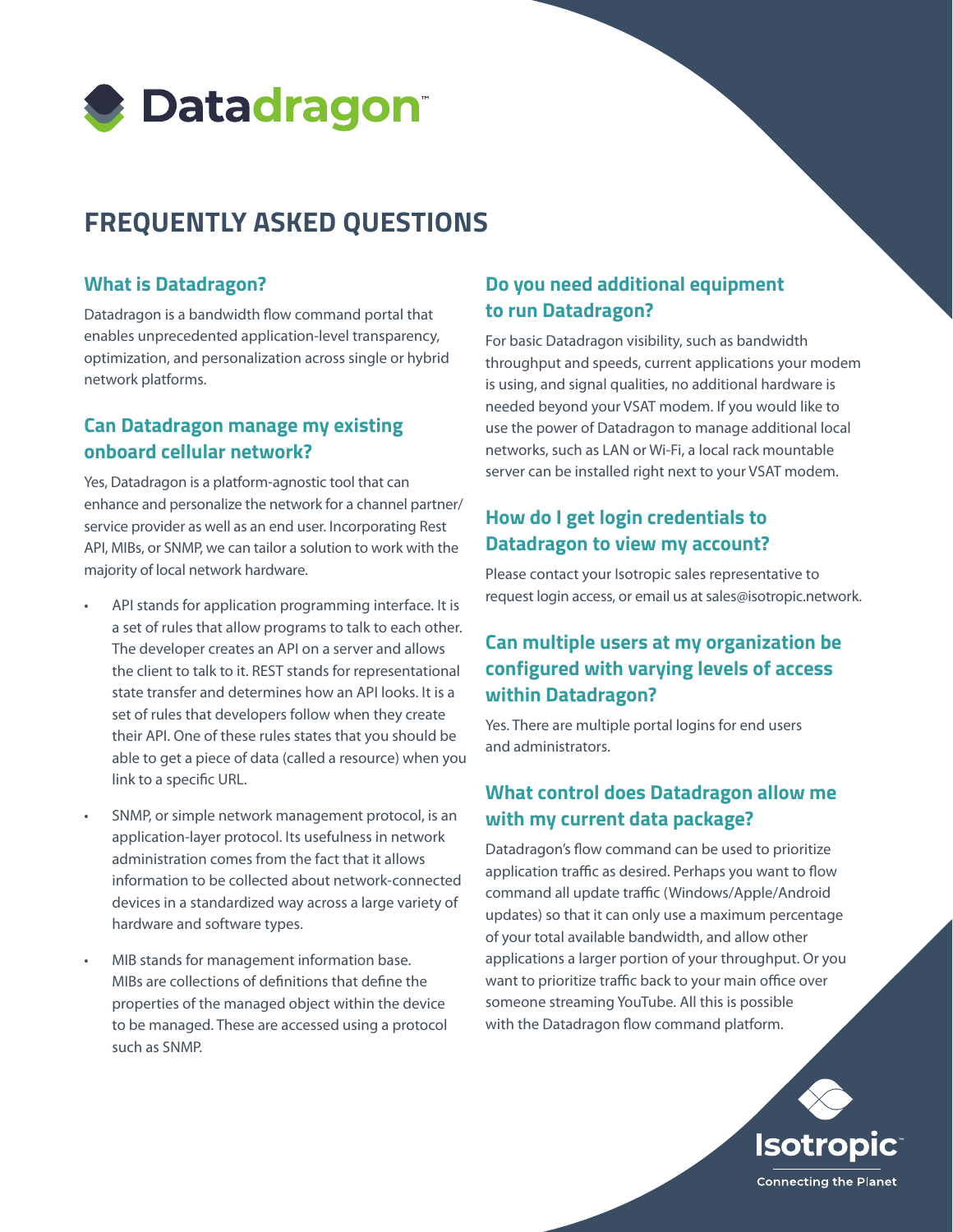# Datadragon™

## FREQUENTLY ASKED QUESTIONS

### What is Datadragon?

Datadragon is a bandwidth flow command portal that enables unprecedented application-level transparency, optimization, and personalization across single or hybrid network platforms.

### Can Datadragon manage my existing onboard cellular network?

Yes, Datadragon is a platform-agnostic tool that can enhance and personalize the network for a channel partner/service provider as well as an end user. Incorporating Rest API, MIBs, or SNMP, we can tailor a solution to work with the majority of local network hardware.

- API stands for application programming interface. It is a set of rules that allow programs to talk to each other. The developer creates an API on a server and allows the client to talk to it. REST stands for representational state transfer and determines how an API looks. It is a set of rules that developers follow when they create their API. One of these rules states that you should be able to get a piece of data (called a resource) when you link to a specific URL.
- SNMP, or simple network management protocol, is an application-layer protocol. Its usefulness in network administration comes from the fact that it allows information to be collected about network-connected devices in a standardized way across a large variety of hardware and software types.
- MIB stands for management information base. MIBs are collections of definitions that define the properties of the managed object within the device to be managed. These are accessed using a protocol such as SNMP.

### Do you need additional equipment to run Datadragon?

For basic Datadragon visibility, such as bandwidth throughput and speeds, current applications your modem is using, and signal qualities, no additional hardware is needed beyond your VSAT modem. If you would like to use the power of Datadragon to manage additional local networks, such as LAN or Wi-Fi, a local rack mountable server can be installed right next to your VSAT modem.

### How do I get login credentials to Datadragon to view my account?

Please contact your Isotropic sales representative to request login access, or email us at sales@isotropic.network.

### Can multiple users at my organization be configured with varying levels of access within Datadragon?

Yes. There are multiple portal logins for end users and administrators.

### What control does Datadragon allow me with my current data package?

Datadragon's flow command can be used to prioritize application traffic as desired. Perhaps you want to flow command all update traffic (Windows/Apple/Android updates) so that it can only use a maximum percentage of your total available bandwidth, and allow other applications a larger portion of your throughput. Or you want to prioritize traffic back to your main office over someone streaming YouTube. All this is possible with the Datadragon flow command platform.

Isotropic™ Connecting the Planet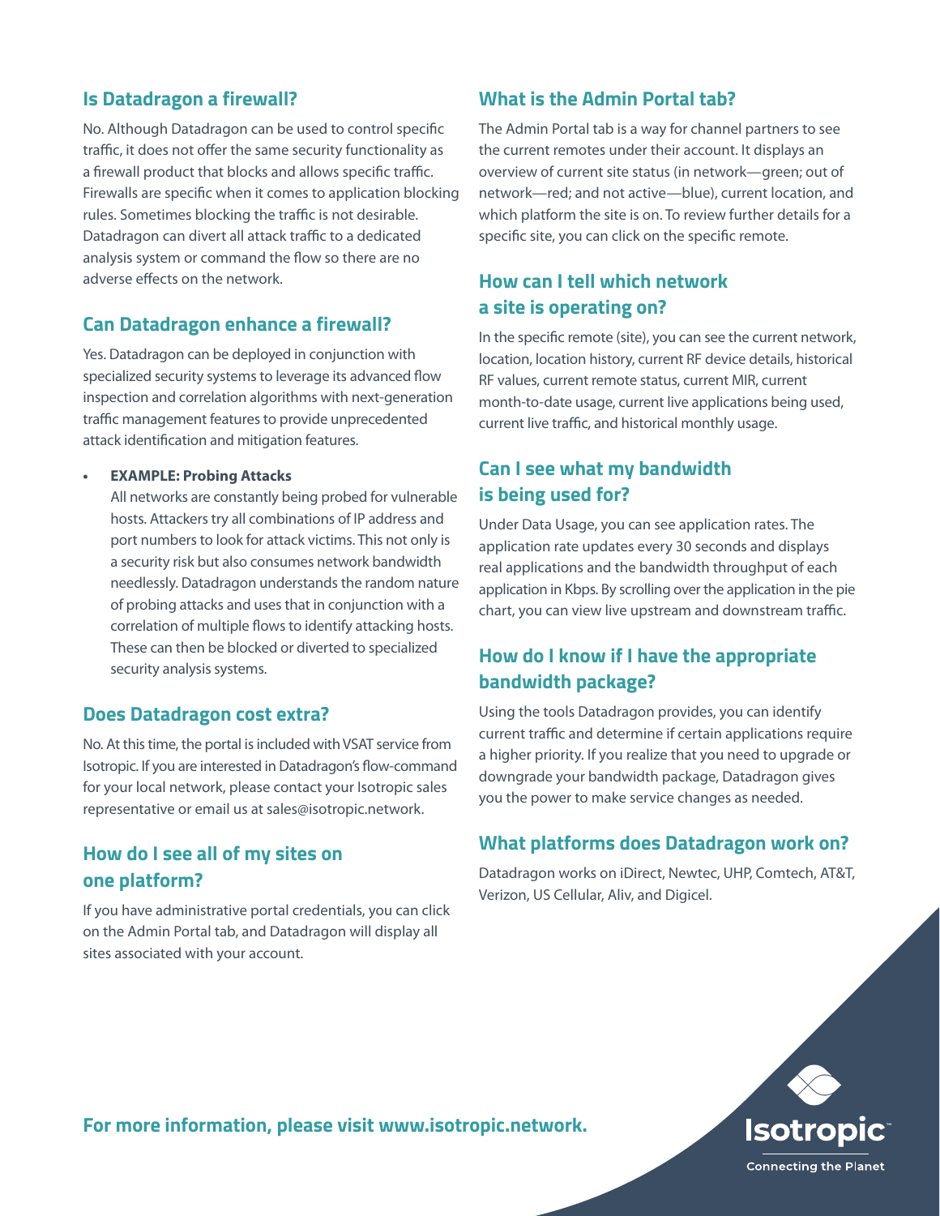## Is Datadragon a firewall?

No. Although Datadragon can be used to control specific traffic, it does not offer the same security functionality as a firewall product that blocks and allows specific traffic. Firewalls are specific when it comes to application blocking rules. Sometimes blocking the traffic is not desirable. Datadragon can divert all attack traffic to a dedicated analysis system or command the flow so there are no adverse effects on the network.

## Can Datadragon enhance a firewall?

Yes. Datadragon can be deployed in conjunction with specialized security systems to leverage its advanced flow inspection and correlation algorithms with next-generation traffic management features to provide unprecedented attack identification and mitigation features.

- **EXAMPLE: Probing Attacks**
  All networks are constantly being probed for vulnerable hosts. Attackers try all combinations of IP address and port numbers to look for attack victims. This not only is a security risk but also consumes network bandwidth needlessly. Datadragon understands the random nature of probing attacks and uses that in conjunction with a correlation of multiple flows to identify attacking hosts. These can then be blocked or diverted to specialized security analysis systems.

## Does Datadragon cost extra?

No. At this time, the portal is included with VSAT service from Isotropic. If you are interested in Datadragon's flow-command for your local network, please contact your Isotropic sales representative or email us at sales@isotropic.network.

## How do I see all of my sites on one platform?

If you have administrative portal credentials, you can click on the Admin Portal tab, and Datadragon will display all sites associated with your account.

## What is the Admin Portal tab?

The Admin Portal tab is a way for channel partners to see the current remotes under their account. It displays an overview of current site status (in network—green; out of network—red; and not active—blue), current location, and which platform the site is on. To review further details for a specific site, you can click on the specific remote.

## How can I tell which network a site is operating on?

In the specific remote (site), you can see the current network, location, location history, current RF device details, historical RF values, current remote status, current MIR, current month-to-date usage, current live applications being used, current live traffic, and historical monthly usage.

## Can I see what my bandwidth is being used for?

Under Data Usage, you can see application rates. The application rate updates every 30 seconds and displays real applications and the bandwidth throughput of each application in Kbps. By scrolling over the application in the pie chart, you can view live upstream and downstream traffic.

## How do I know if I have the appropriate bandwidth package?

Using the tools Datadragon provides, you can identify current traffic and determine if certain applications require a higher priority. If you realize that you need to upgrade or downgrade your bandwidth package, Datadragon gives you the power to make service changes as needed.

## What platforms does Datadragon work on?

Datadragon works on iDirect, Newtec, UHP, Comtech, AT&T, Verizon, US Cellular, Aliv, and Digicel.

**For more information, please visit www.isotropic.network.**

Isotropic™
Connecting the Planet